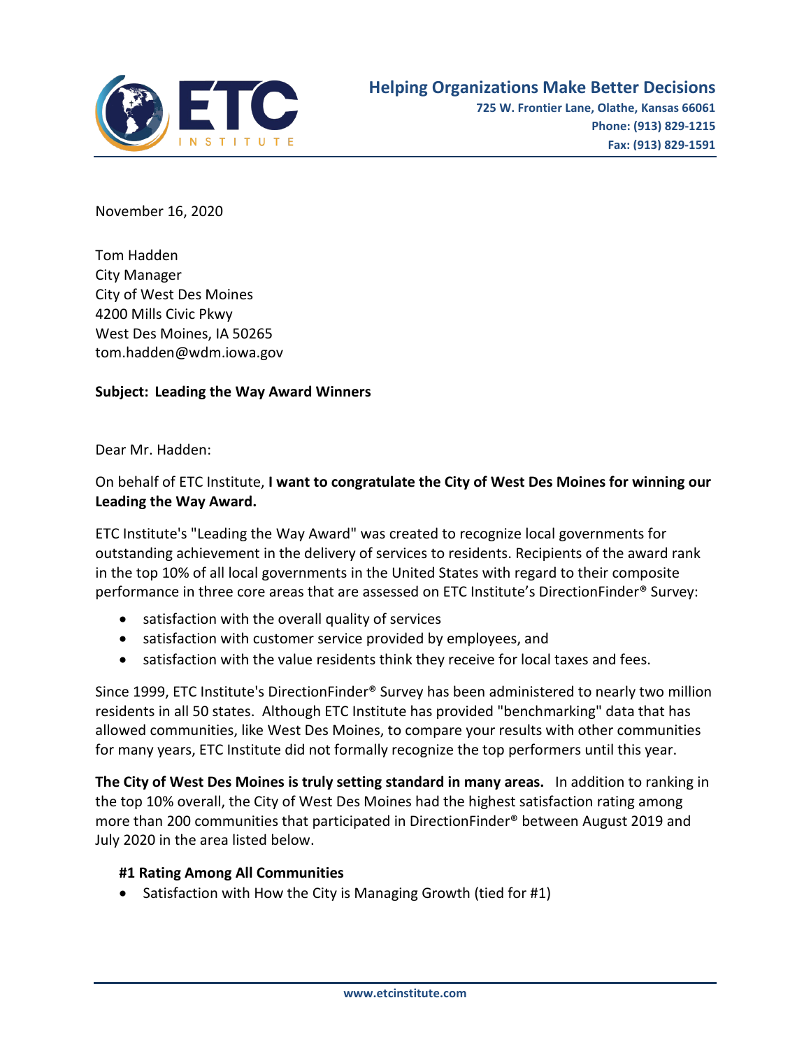ETC INSTITUTE

**Helping Organizations Make Better Decisions**

**725 W. Frontier Lane, Olathe, Kansas 66061**
**Phone: (913) 829-1215**
**Fax: (913) 829-1591**

November 16, 2020

Tom Hadden
City Manager
City of West Des Moines
4200 Mills Civic Pkwy
West Des Moines, IA 50265
tom.hadden@wdm.iowa.gov

**Subject: Leading the Way Award Winners**

Dear Mr. Hadden:

On behalf of ETC Institute, **I want to congratulate the City of West Des Moines for winning our Leading the Way Award.**

ETC Institute's "Leading the Way Award" was created to recognize local governments for outstanding achievement in the delivery of services to residents. Recipients of the award rank in the top 10% of all local governments in the United States with regard to their composite performance in three core areas that are assessed on ETC Institute's DirectionFinder® Survey:

- satisfaction with the overall quality of services
- satisfaction with customer service provided by employees, and
- satisfaction with the value residents think they receive for local taxes and fees.

Since 1999, ETC Institute's DirectionFinder® Survey has been administered to nearly two million residents in all 50 states. Although ETC Institute has provided "benchmarking" data that has allowed communities, like West Des Moines, to compare your results with other communities for many years, ETC Institute did not formally recognize the top performers until this year.

**The City of West Des Moines is truly setting standard in many areas.** In addition to ranking in the top 10% overall, the City of West Des Moines had the highest satisfaction rating among more than 200 communities that participated in DirectionFinder® between August 2019 and July 2020 in the area listed below.

**#1 Rating Among All Communities**

- Satisfaction with How the City is Managing Growth (tied for #1)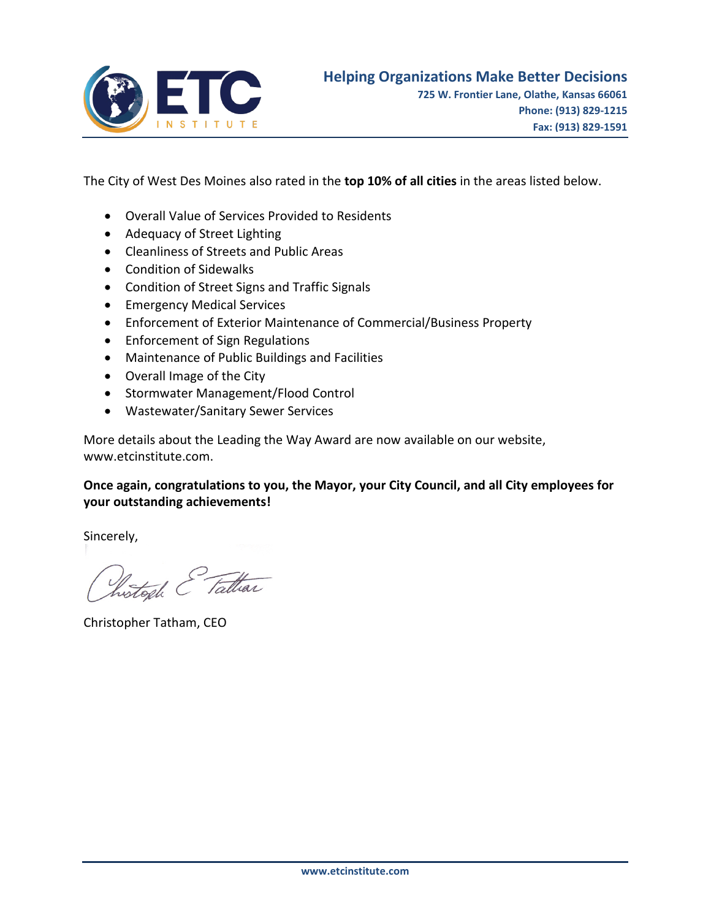The City of West Des Moines also rated in the **top 10% of all cities** in the areas listed below.

- Overall Value of Services Provided to Residents
- Adequacy of Street Lighting
- Cleanliness of Streets and Public Areas
- Condition of Sidewalks
- Condition of Street Signs and Traffic Signals
- Emergency Medical Services
- Enforcement of Exterior Maintenance of Commercial/Business Property
- Enforcement of Sign Regulations
- Maintenance of Public Buildings and Facilities
- Overall Image of the City
- Stormwater Management/Flood Control
- Wastewater/Sanitary Sewer Services

More details about the Leading the Way Award are now available on our website, www.etcinstitute.com.

**Once again, congratulations to you, the Mayor, your City Council, and all City employees for your outstanding achievements!**

Sincerely,

Christopher Tatham, CEO